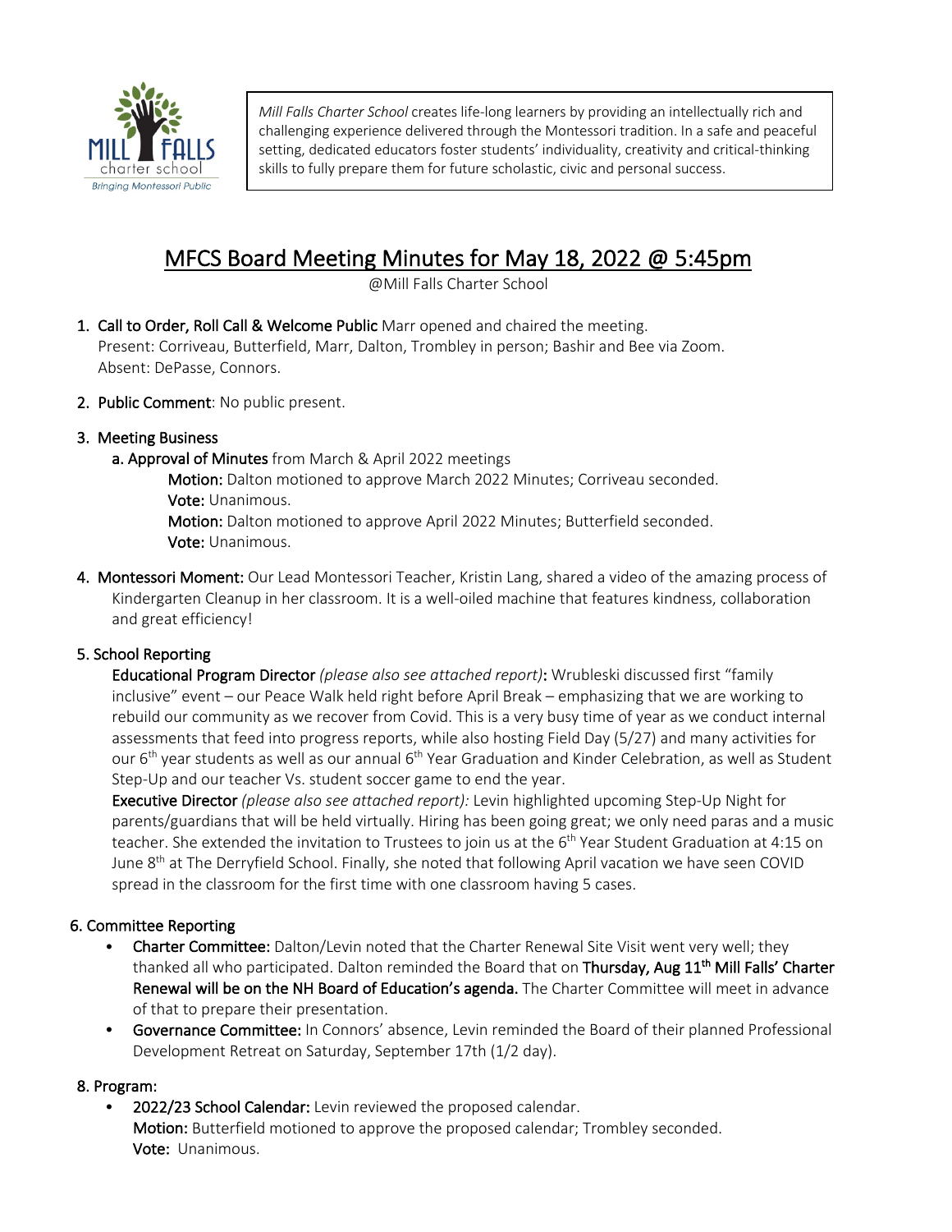*Mill Falls Charter School* creates life-long learners by providing an intellectually rich and challenging experience delivered through the Montessori tradition. In a safe and peaceful setting, dedicated educators foster students' individuality, creativity and critical-thinking skills to fully prepare them for future scholastic, civic and personal success.

# MFCS Board Meeting Minutes for May 18, 2022 @ 5:45pm

@Mill Falls Charter School

1. **Call to Order, Roll Call & Welcome Public** Marr opened and chaired the meeting.
   Present: Corriveau, Butterfield, Marr, Dalton, Trombley in person; Bashir and Bee via Zoom.
   Absent: DePasse, Connors.

2. **Public Comment**: No public present.

3. **Meeting Business**

   **a. Approval of Minutes** from March & April 2022 meetings

   **Motion:** Dalton motioned to approve March 2022 Minutes; Corriveau seconded.
   **Vote:** Unanimous.
   **Motion:** Dalton motioned to approve April 2022 Minutes; Butterfield seconded.
   **Vote:** Unanimous.

4. **Montessori Moment:** Our Lead Montessori Teacher, Kristin Lang, shared a video of the amazing process of Kindergarten Cleanup in her classroom. It is a well-oiled machine that features kindness, collaboration and great efficiency!

## 5. School Reporting

**Educational Program Director** *(please also see attached report)*: Wrubleski discussed first "family inclusive" event – our Peace Walk held right before April Break – emphasizing that we are working to rebuild our community as we recover from Covid. This is a very busy time of year as we conduct internal assessments that feed into progress reports, while also hosting Field Day (5/27) and many activities for our 6th year students as well as our annual 6th Year Graduation and Kinder Celebration, as well as Student Step-Up and our teacher Vs. student soccer game to end the year.

**Executive Director** *(please also see attached report):* Levin highlighted upcoming Step-Up Night for parents/guardians that will be held virtually. Hiring has been going great; we only need paras and a music teacher. She extended the invitation to Trustees to join us at the 6th Year Student Graduation at 4:15 on June 8th at The Derryfield School. Finally, she noted that following April vacation we have seen COVID spread in the classroom for the first time with one classroom having 5 cases.

## 6. Committee Reporting

- **Charter Committee:** Dalton/Levin noted that the Charter Renewal Site Visit went very well; they thanked all who participated. Dalton reminded the Board that on **Thursday, Aug 11th Mill Falls' Charter Renewal will be on the NH Board of Education's agenda.** The Charter Committee will meet in advance of that to prepare their presentation.
- **Governance Committee:** In Connors' absence, Levin reminded the Board of their planned Professional Development Retreat on Saturday, September 17th (1/2 day).

## 8. Program:

- **2022/23 School Calendar:** Levin reviewed the proposed calendar.
  **Motion:** Butterfield motioned to approve the proposed calendar; Trombley seconded.
  **Vote:** Unanimous.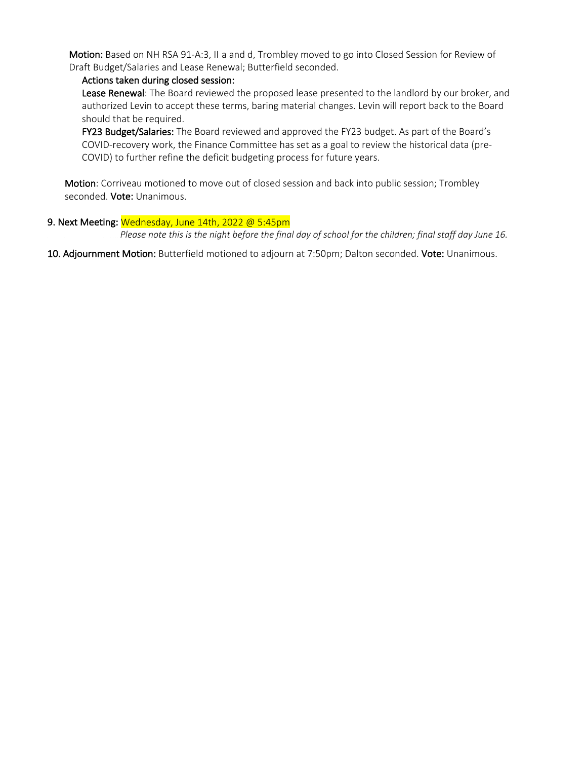**Motion:** Based on NH RSA 91-A:3, II a and d, Trombley moved to go into Closed Session for Review of Draft Budget/Salaries and Lease Renewal; Butterfield seconded.

**Actions taken during closed session:**

**Lease Renewal**: The Board reviewed the proposed lease presented to the landlord by our broker, and authorized Levin to accept these terms, baring material changes. Levin will report back to the Board should that be required.

**FY23 Budget/Salaries:** The Board reviewed and approved the FY23 budget. As part of the Board's COVID-recovery work, the Finance Committee has set as a goal to review the historical data (pre-COVID) to further refine the deficit budgeting process for future years.

**Motion**: Corriveau motioned to move out of closed session and back into public session; Trombley seconded. **Vote:** Unanimous.

9. **Next Meeting:** Wednesday, June 14th, 2022 @ 5:45pm

*Please note this is the night before the final day of school for the children; final staff day June 16.*

10. **Adjournment Motion:** Butterfield motioned to adjourn at 7:50pm; Dalton seconded. **Vote:** Unanimous.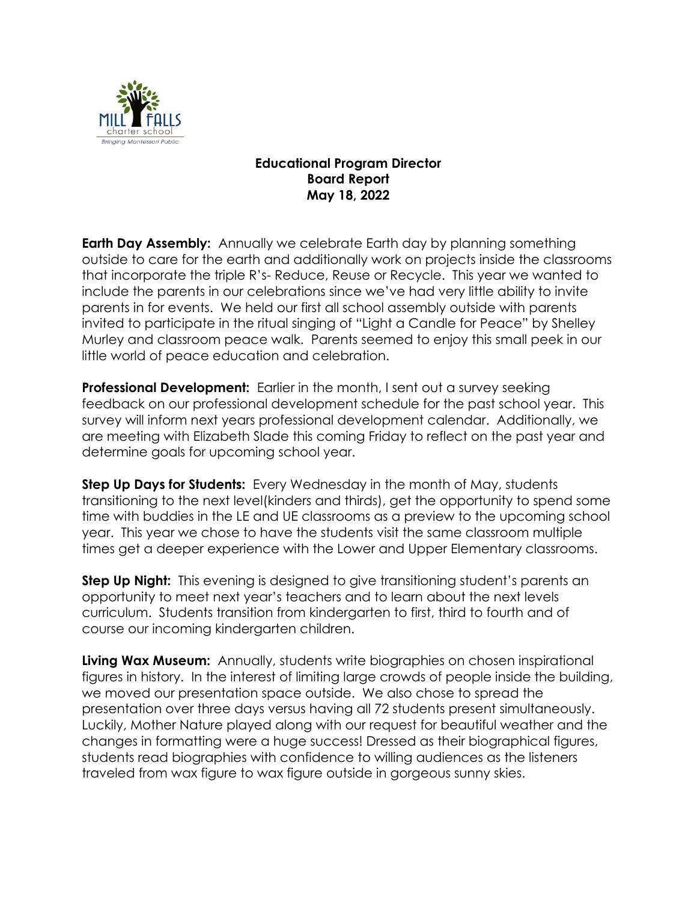**Educational Program Director**
**Board Report**
**May 18, 2022**

**Earth Day Assembly:** Annually we celebrate Earth day by planning something outside to care for the earth and additionally work on projects inside the classrooms that incorporate the triple R's- Reduce, Reuse or Recycle. This year we wanted to include the parents in our celebrations since we've had very little ability to invite parents in for events. We held our first all school assembly outside with parents invited to participate in the ritual singing of "Light a Candle for Peace" by Shelley Murley and classroom peace walk. Parents seemed to enjoy this small peek in our little world of peace education and celebration.

**Professional Development:** Earlier in the month, I sent out a survey seeking feedback on our professional development schedule for the past school year. This survey will inform next years professional development calendar. Additionally, we are meeting with Elizabeth Slade this coming Friday to reflect on the past year and determine goals for upcoming school year.

**Step Up Days for Students:** Every Wednesday in the month of May, students transitioning to the next level(kinders and thirds), get the opportunity to spend some time with buddies in the LE and UE classrooms as a preview to the upcoming school year. This year we chose to have the students visit the same classroom multiple times get a deeper experience with the Lower and Upper Elementary classrooms.

**Step Up Night:** This evening is designed to give transitioning student's parents an opportunity to meet next year's teachers and to learn about the next levels curriculum. Students transition from kindergarten to first, third to fourth and of course our incoming kindergarten children.

**Living Wax Museum:** Annually, students write biographies on chosen inspirational figures in history. In the interest of limiting large crowds of people inside the building, we moved our presentation space outside. We also chose to spread the presentation over three days versus having all 72 students present simultaneously. Luckily, Mother Nature played along with our request for beautiful weather and the changes in formatting were a huge success! Dressed as their biographical figures, students read biographies with confidence to willing audiences as the listeners traveled from wax figure to wax figure outside in gorgeous sunny skies.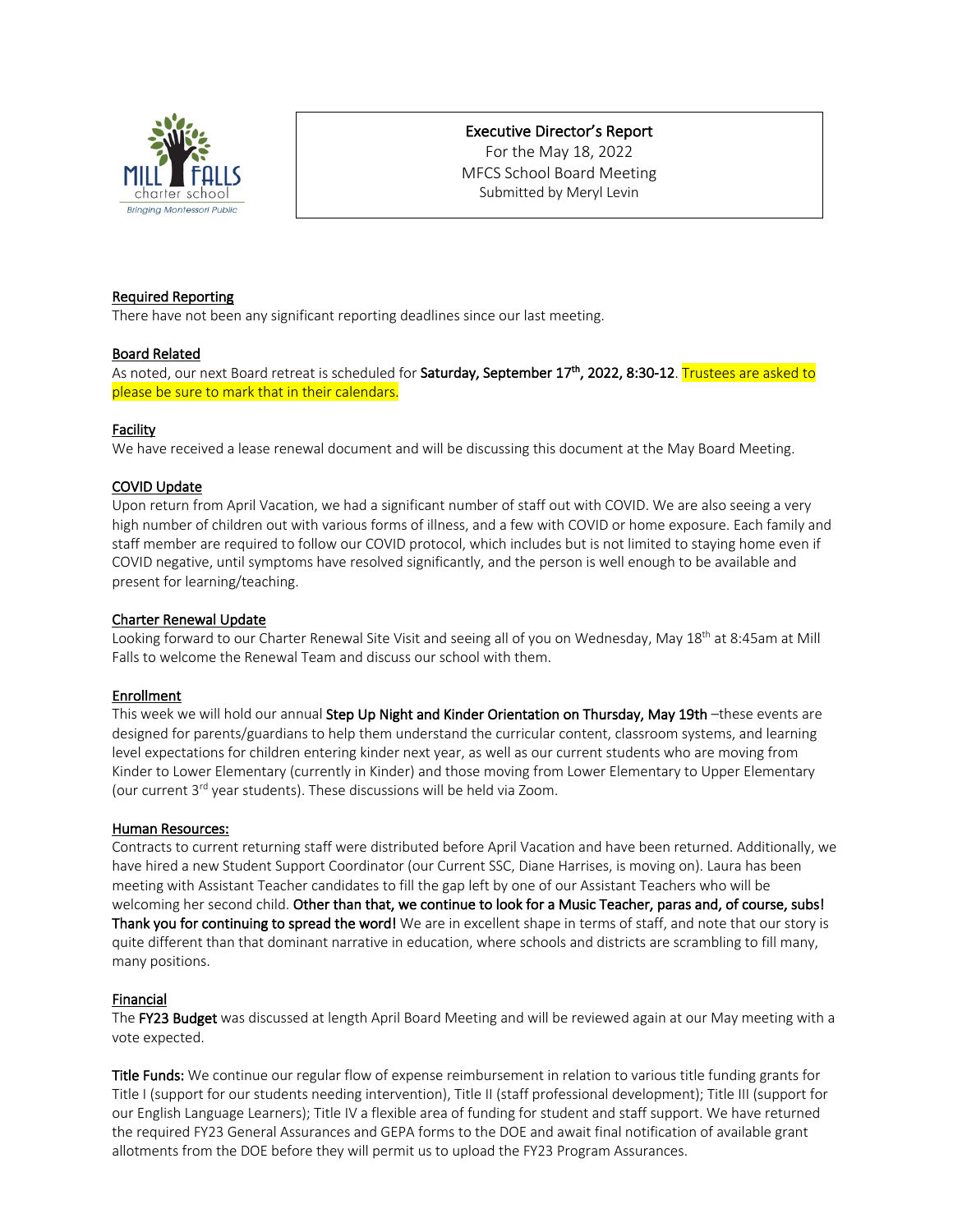Mill Falls charter school
Bringing Montessori Public

Executive Director's Report
For the May 18, 2022
MFCS School Board Meeting
Submitted by Meryl Levin

**Required Reporting**

There have not been any significant reporting deadlines since our last meeting.

**Board Related**

As noted, our next Board retreat is scheduled for **Saturday, September 17th, 2022, 8:30-12**. Trustees are asked to please be sure to mark that in their calendars.

**Facility**

We have received a lease renewal document and will be discussing this document at the May Board Meeting.

**COVID Update**

Upon return from April Vacation, we had a significant number of staff out with COVID. We are also seeing a very high number of children out with various forms of illness, and a few with COVID or home exposure. Each family and staff member are required to follow our COVID protocol, which includes but is not limited to staying home even if COVID negative, until symptoms have resolved significantly, and the person is well enough to be available and present for learning/teaching.

**Charter Renewal Update**

Looking forward to our Charter Renewal Site Visit and seeing all of you on Wednesday, May 18th at 8:45am at Mill Falls to welcome the Renewal Team and discuss our school with them.

**Enrollment**

This week we will hold our annual **Step Up Night and Kinder Orientation on Thursday, May 19th** –these events are designed for parents/guardians to help them understand the curricular content, classroom systems, and learning level expectations for children entering kinder next year, as well as our current students who are moving from Kinder to Lower Elementary (currently in Kinder) and those moving from Lower Elementary to Upper Elementary (our current 3rd year students). These discussions will be held via Zoom.

**Human Resources:**

Contracts to current returning staff were distributed before April Vacation and have been returned. Additionally, we have hired a new Student Support Coordinator (our Current SSC, Diane Harrises, is moving on). Laura has been meeting with Assistant Teacher candidates to fill the gap left by one of our Assistant Teachers who will be welcoming her second child. **Other than that, we continue to look for a Music Teacher, paras and, of course, subs! Thank you for continuing to spread the word!** We are in excellent shape in terms of staff, and note that our story is quite different than that dominant narrative in education, where schools and districts are scrambling to fill many, many positions.

**Financial**

The **FY23 Budget** was discussed at length April Board Meeting and will be reviewed again at our May meeting with a vote expected.

**Title Funds:** We continue our regular flow of expense reimbursement in relation to various title funding grants for Title I (support for our students needing intervention), Title II (staff professional development); Title III (support for our English Language Learners); Title IV a flexible area of funding for student and staff support. We have returned the required FY23 General Assurances and GEPA forms to the DOE and await final notification of available grant allotments from the DOE before they will permit us to upload the FY23 Program Assurances.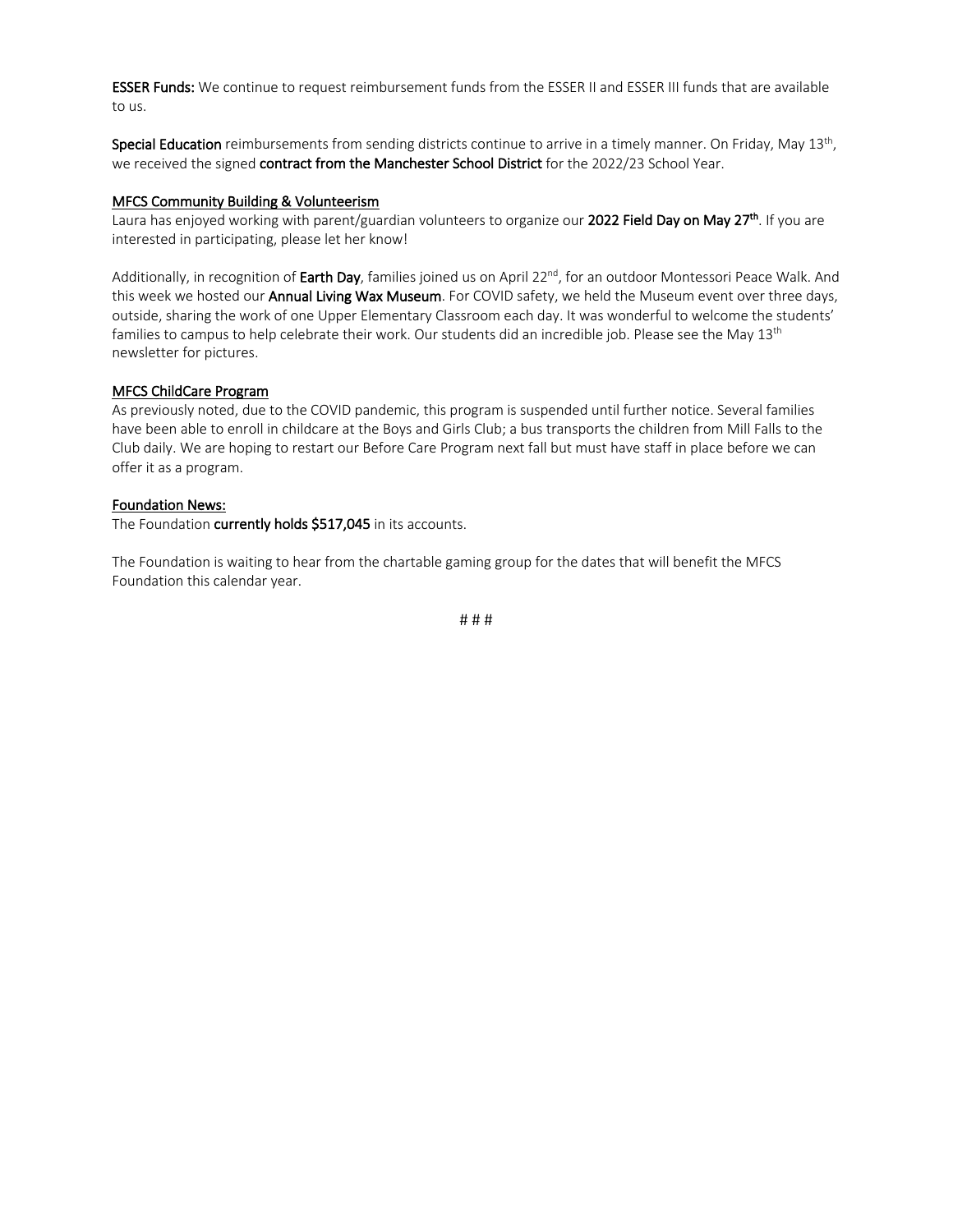**ESSER Funds:** We continue to request reimbursement funds from the ESSER II and ESSER III funds that are available to us.

**Special Education** reimbursements from sending districts continue to arrive in a timely manner. On Friday, May 13th, we received the signed **contract from the Manchester School District** for the 2022/23 School Year.

<u>MFCS Community Building & Volunteerism</u>

Laura has enjoyed working with parent/guardian volunteers to organize our **2022 Field Day on May 27th**. If you are interested in participating, please let her know!

Additionally, in recognition of **Earth Day**, families joined us on April 22nd, for an outdoor Montessori Peace Walk. And this week we hosted our **Annual Living Wax Museum**. For COVID safety, we held the Museum event over three days, outside, sharing the work of one Upper Elementary Classroom each day. It was wonderful to welcome the students' families to campus to help celebrate their work. Our students did an incredible job. Please see the May 13th newsletter for pictures.

<u>MFCS ChildCare Program</u>

As previously noted, due to the COVID pandemic, this program is suspended until further notice. Several families have been able to enroll in childcare at the Boys and Girls Club; a bus transports the children from Mill Falls to the Club daily. We are hoping to restart our Before Care Program next fall but must have staff in place before we can offer it as a program.

<u>Foundation News:</u>

The Foundation **currently holds $517,045** in its accounts.

The Foundation is waiting to hear from the chartable gaming group for the dates that will benefit the MFCS Foundation this calendar year.

# # #